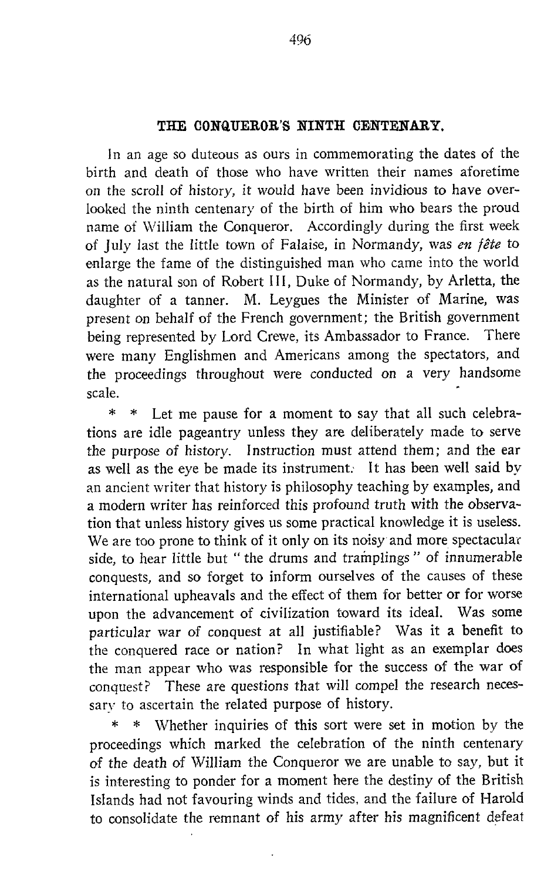## THE CONQUEROR'S NINTH CENTENARY.

In an age so duteous as ours in commemorating the dates of the birth and death of those who have written their names aforetime on the scroll of history, it would have been invidious to have overlooked the ninth centenary of the birth of him who bears the proud name of William the Conqueror. Accordingly during the first week of July last the little town of Falaise, in Normandy, was *en fête* to enlarge the fame of the distinguished man who came into the world as the natural son of Robert III, Duke of Normandy, by Arletta, the daughter of a tanner. M. Leygues the Minister of Marine, was present on behalf of the French government; the British government being represented by Lord Crewe, its Ambassador to France. There were many Englishmen and Americans among the spectators, and the proceedings throughout were conducted on a very handsome scale.

\* \* Let me pause for a moment to say that all such celebrations are idle pageantry unless they are deliberately made to serve the purpose of history. Instruction must attend them; and the ear as well as the eye be made its instrument. It has been well said by an ancient writer that history is philosophy teaching by examples, and a modern writer has reinforced this profound truth with the observation that unless history gives us some practical knowledge it is useless. We are too prone to think of it only on its noisy and more spectacular side, to hear little but "the drums and tramplings" of innumerable conquests, and so forget to inform ourselves of the causes of these international upheavals and the effect of them for better or for worse upon the advancement of civilization toward its ideal. Was some particular war of conquest at all justifiable? Was it a benefit to the conquered race or nation? In what light as an exemplar does the man appear who was responsible for the success of the war of conquest? These are questions that will compel the research necessary to ascertain the related purpose of history.

\* \* Whether inquiries of this sort were set in motion by the proceedings which marked the celebration of the ninth centenary of the death of William the Conqueror we are unable to say, but it is interesting to ponder for a moment here the destiny of the British Islands had not favouring winds and tides, and the failure of Harold to consolidate the remnant of his army after his magnificent defeat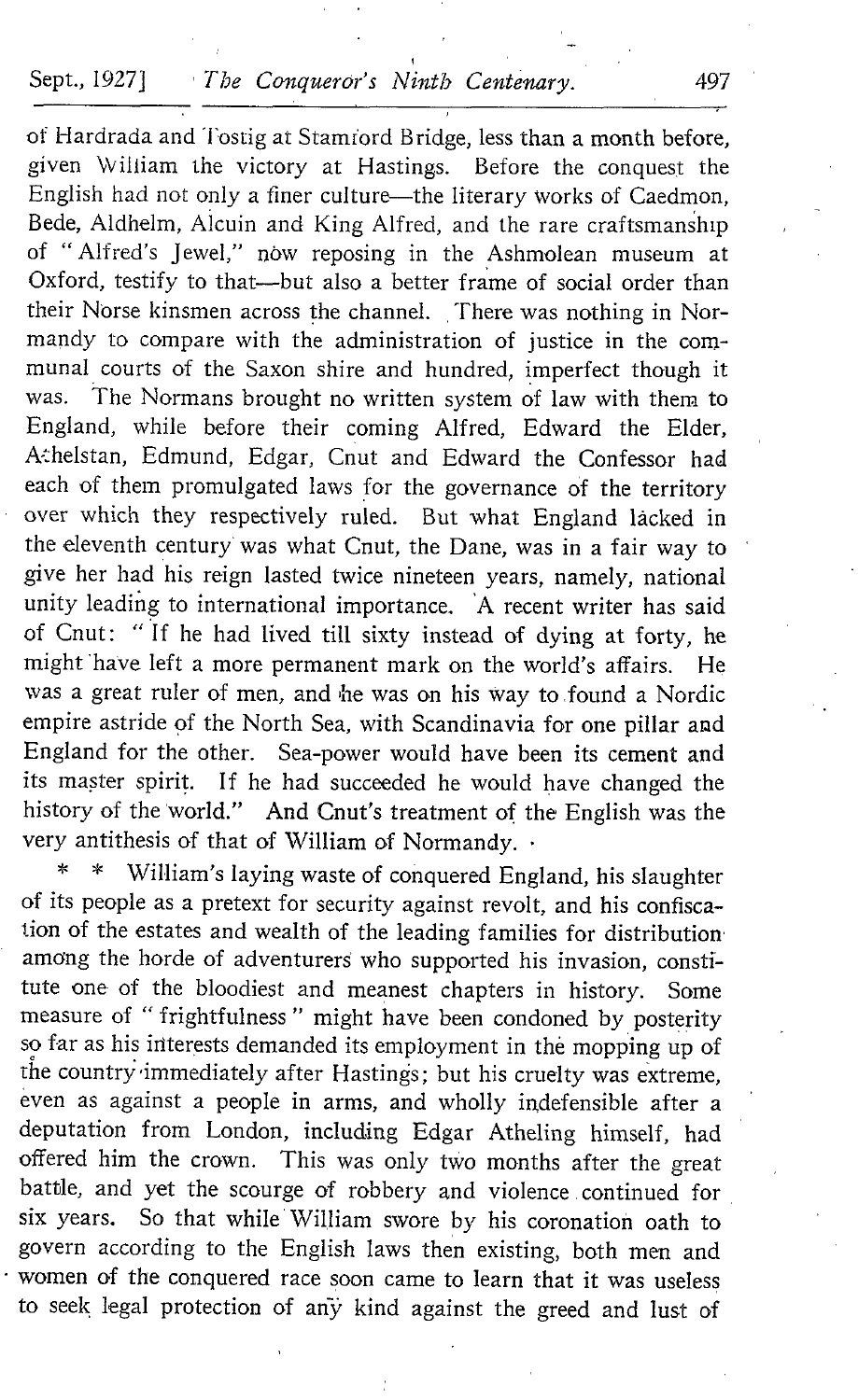of Hardrada and Tostig at Stamford Bridge, less than a month before, given William the victory at Hastings. Before the conquest the English had not only a finer culture—the literary works of Caedmon, Bede, Aldhelm, Alcuin and King Alfred, and the rare craftsmanship of "Alfred's Jewel," now reposing in the Ashmolean museum at Oxford, testify to that—but also a better frame of social order than their Norse kinsmen across the channel. There was nothing in Normandy to compare with the administration of justice in the communal courts of the Saxon shire and hundred, imperfect though it was. The Normans brought no written system of law with them to England, while before their coming Alfred, Edward the Elder, Athelstan, Edmund, Edgar, Cnut and Edward the Confessor had each of them promulgated laws for the governance of the territory over which they respectively ruled. But what England lacked in the eleventh century was what Cnut, the Dane, was in a fair way to give her had his reign lasted twice nineteen years, namely, national unity leading to international importance. A recent writer has said of Cnut: "If he had lived till sixty instead of dying at forty, he might have left a more permanent mark on the world's affairs. He was a great ruler of men, and he was on his way to found a Nordic empire astride of the North Sea, with Scandinavia for one pillar and England for the other. Sea-power would have been its cement and its master spirit. If he had succeeded he would have changed the history of the world." And Cnut's treatment of the English was the very antithesis of that of William of Normandy.

\* \* William's laying waste of conquered England, his slaughter of its people as a pretext for security against revolt, and his confiscation of the estates and wealth of the leading families for distribution among the horde of adventurers who supported his invasion, constitute one of the bloodiest and meanest chapters in history. Some measure of "frightfulness" might have been condoned by posterity so far as his interests demanded its employment in the mopping up of the country immediately after Hastings; but his cruelty was extreme, even as against a people in arms, and wholly indefensible after a deputation from London, including Edgar Atheling himself, had offered him the crown. This was only two months after the great battle, and yet the scourge of robbery and violence continued for six years. So that while William swore by his coronation oath to govern according to the English laws then existing, both men and women of the conquered race soon came to learn that it was useless to seek legal protection of any kind against the greed and lust of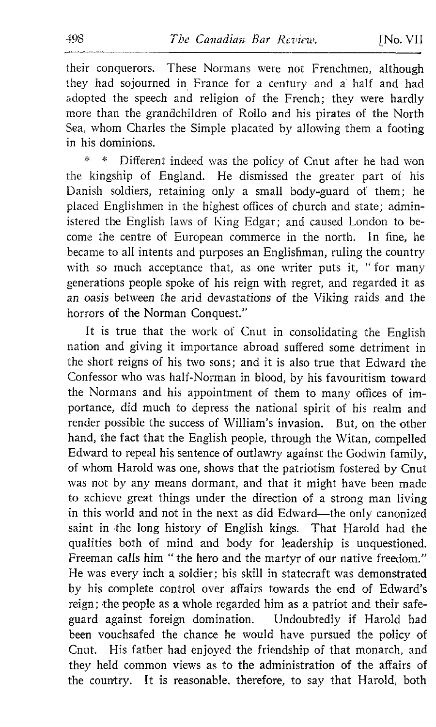their conquerors. These Normans were not Frenchmen, although they had sojourned in France for a century and a half and had adopted the speech and religion of the French; they were hardly more than the grandchildren of Rollo and his pirates of the North Sea, whom Charles the Simple placated by allowing them a footing in his dominions.

\* \* Different indeed was the policy of Cnut after he had won the kingship of England. He dismissed the greater part of his Danish soldiers, retaining only a small body-guard of them; he placed Englishmen in the highest offices of church and state; administered the English laws of King Edgar; and caused London to become the centre of European commerce in the north. In fine, he became to all intents and purposes an Englishman, ruling the country with so much acceptance that, as one writer puts it, "for many generations people spoke of his reign with regret, and regarded it as an oasis between the arid devastations of the Viking raids and the horrors of the Norman Conquest."

It is true that the work of Cnut in consolidating the English nation and giving it importance abroad suffered some detriment in the short reigns of his two sons; and it is also true that Edward the Confessor who was half-Norman in blood, by his favouritism toward the Normans and his appointment of them to many offices of importance, did much to depress the national spirit of his realm and render possible the success of William's invasion. But, on the other hand, the fact that the English people, through the Witan, compelled Edward to repeal his sentence of outlawry against the Godwin family, of whom Harold was one, shows that the patriotism fostered by Cnut was not by any means dormant, and that it might have been made to achieve great things under the direction of a strong man living in this world and not in the next as did Edward—the only canonized saint in the long history of English kings. That Harold had the qualities both of mind and body for leadership is unquestioned. Freeman calls him "the hero and the martyr of our native freedom." He was every inch a soldier; his skill in statecraft was demonstrated by his complete control over affairs towards the end of Edward's reign; the people as a whole regarded him as a patriot and their safeguard against foreign domination. Undoubtedly if Harold had been vouchsafed the chance he would have pursued the policy of Cnut. His father had enjoyed the friendship of that monarch, and they held common views as to the administration of the affairs of the country. It is reasonable, therefore, to say that Harold, both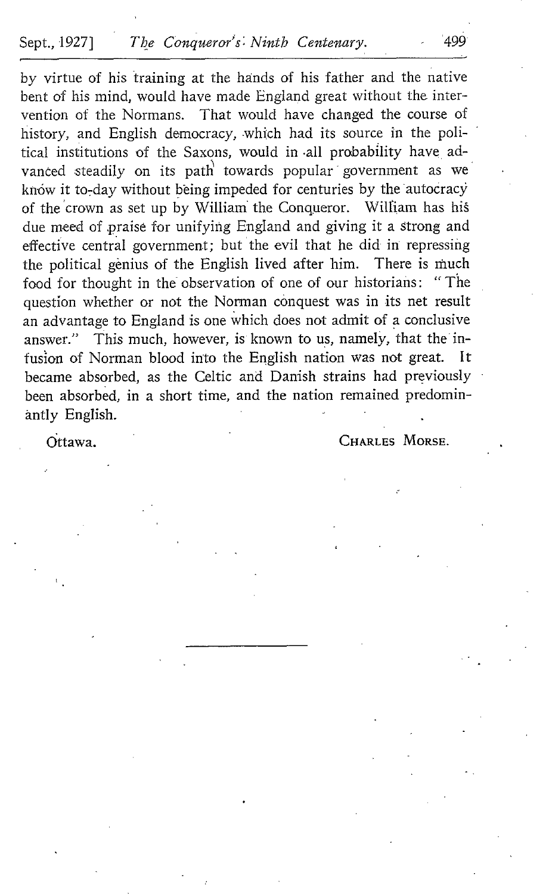by virtue of his training at the hands of his father and the native bent of his mind, would have made England great without the intervention of the Normans. That would have changed the course of history, and English democracy, which had its source in the political institutions of the Saxons, would in all probability have advanced steadily on its path towards popular government as we know it to-day without being impeded for centuries by the autocracy of the crown as set up by William the Conqueror. William has his due meed of praise for unifying England and giving it a strong and effective central government; but the evil that he did in repressing the political genius of the English lived after him. There is much food for thought in the observation of one of our historians: "The question whether or not the Norman conquest was in its net result an advantage to England is one which does not admit of a conclusive answer." This much, however, is known to us, namely, that the infusion of Norman blood into the English nation was not great. It became absorbed, as the Celtic and Danish strains had previously been absorbed, in a short time, and the nation remained predominantly English.

Ottawa. CHARLES MORSE.

---